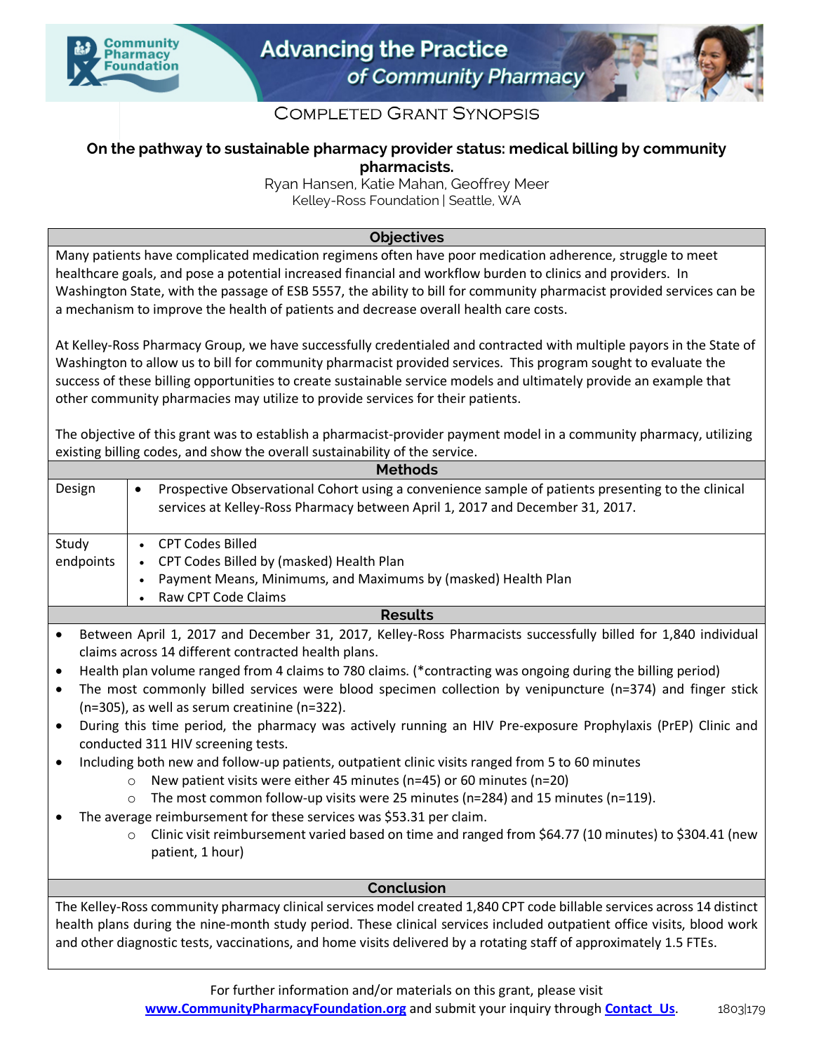Community Pharmacy Foundation

Advancing the Practice of Community Pharmacy

COMPLETED GRANT SYNOPSIS

# On the pathway to sustainable pharmacy provider status: medical billing by community pharmacists.

Ryan Hansen, Katie Mahan, Geoffrey Meer

Kelley-Ross Foundation | Seattle, WA

## Objectives

Many patients have complicated medication regimens often have poor medication adherence, struggle to meet healthcare goals, and pose a potential increased financial and workflow burden to clinics and providers. In Washington State, with the passage of ESB 5557, the ability to bill for community pharmacist provided services can be a mechanism to improve the health of patients and decrease overall health care costs.

At Kelley-Ross Pharmacy Group, we have successfully credentialed and contracted with multiple payors in the State of Washington to allow us to bill for community pharmacist provided services. This program sought to evaluate the success of these billing opportunities to create sustainable service models and ultimately provide an example that other community pharmacies may utilize to provide services for their patients.

The objective of this grant was to establish a pharmacist-provider payment model in a community pharmacy, utilizing existing billing codes, and show the overall sustainability of the service.

## Methods

| | |
|---|---|
| Design | • Prospective Observational Cohort using a convenience sample of patients presenting to the clinical services at Kelley-Ross Pharmacy between April 1, 2017 and December 31, 2017. |
| Study endpoints | • CPT Codes Billed<br>• CPT Codes Billed by (masked) Health Plan<br>• Payment Means, Minimums, and Maximums by (masked) Health Plan<br>• Raw CPT Code Claims |

## Results

- Between April 1, 2017 and December 31, 2017, Kelley-Ross Pharmacists successfully billed for 1,840 individual claims across 14 different contracted health plans.
- Health plan volume ranged from 4 claims to 780 claims. (*contracting was ongoing during the billing period)
- The most commonly billed services were blood specimen collection by venipuncture (n=374) and finger stick (n=305), as well as serum creatinine (n=322).
- During this time period, the pharmacy was actively running an HIV Pre-exposure Prophylaxis (PrEP) Clinic and conducted 311 HIV screening tests.
- Including both new and follow-up patients, outpatient clinic visits ranged from 5 to 60 minutes
  - New patient visits were either 45 minutes (n=45) or 60 minutes (n=20)
  - The most common follow-up visits were 25 minutes (n=284) and 15 minutes (n=119).
- The average reimbursement for these services was $53.31 per claim.
  - Clinic visit reimbursement varied based on time and ranged from $64.77 (10 minutes) to $304.41 (new patient, 1 hour)

## Conclusion

The Kelley-Ross community pharmacy clinical services model created 1,840 CPT code billable services across 14 distinct health plans during the nine-month study period. These clinical services included outpatient office visits, blood work and other diagnostic tests, vaccinations, and home visits delivered by a rotating staff of approximately 1.5 FTEs.

For further information and/or materials on this grant, please visit **www.CommunityPharmacyFoundation.org** and submit your inquiry through **Contact Us**.

1803|179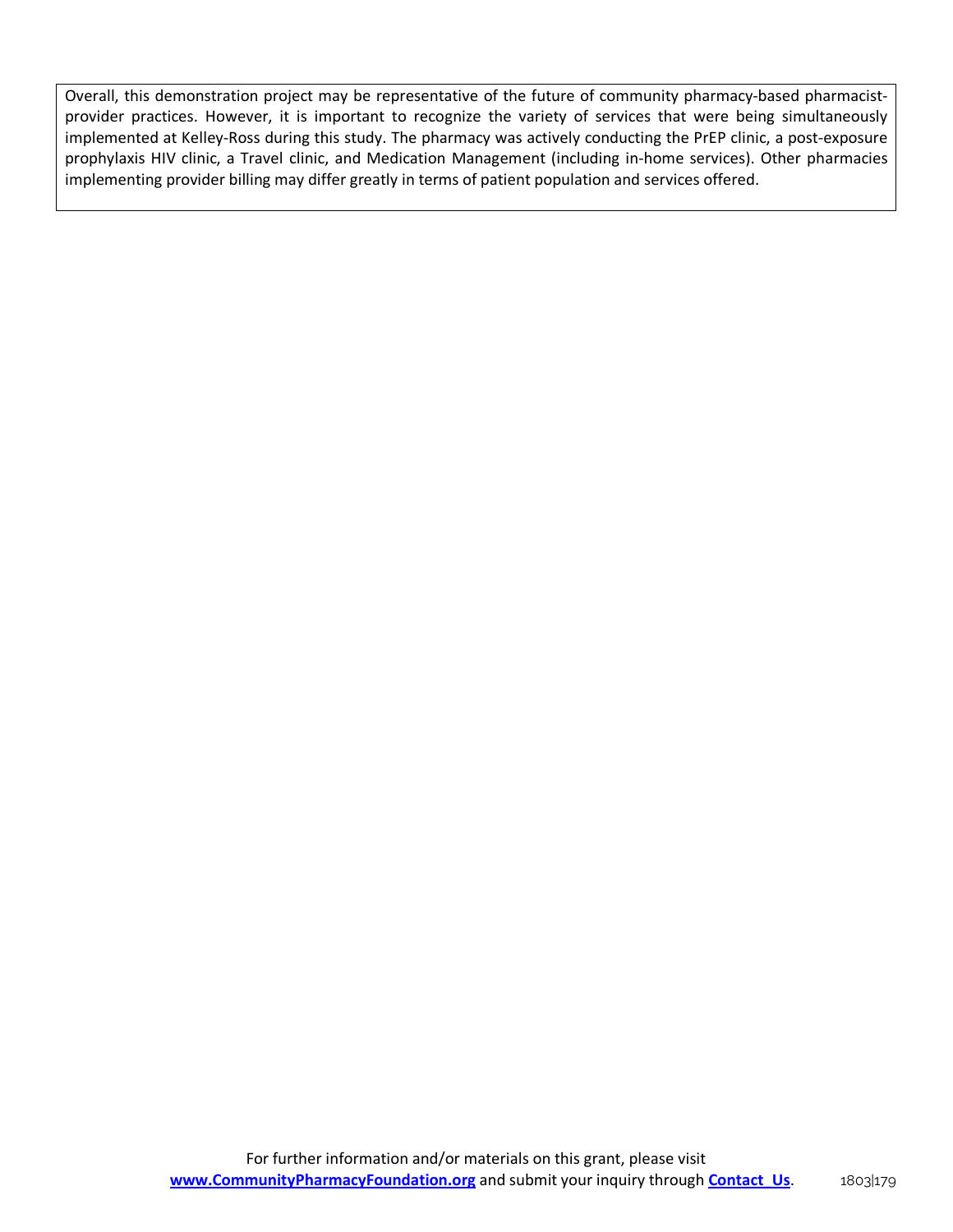Overall, this demonstration project may be representative of the future of community pharmacy-based pharmacist-provider practices. However, it is important to recognize the variety of services that were being simultaneously implemented at Kelley-Ross during this study. The pharmacy was actively conducting the PrEP clinic, a post-exposure prophylaxis HIV clinic, a Travel clinic, and Medication Management (including in-home services). Other pharmacies implementing provider billing may differ greatly in terms of patient population and services offered.

For further information and/or materials on this grant, please visit **www.CommunityPharmacyFoundation.org** and submit your inquiry through **Contact Us**.